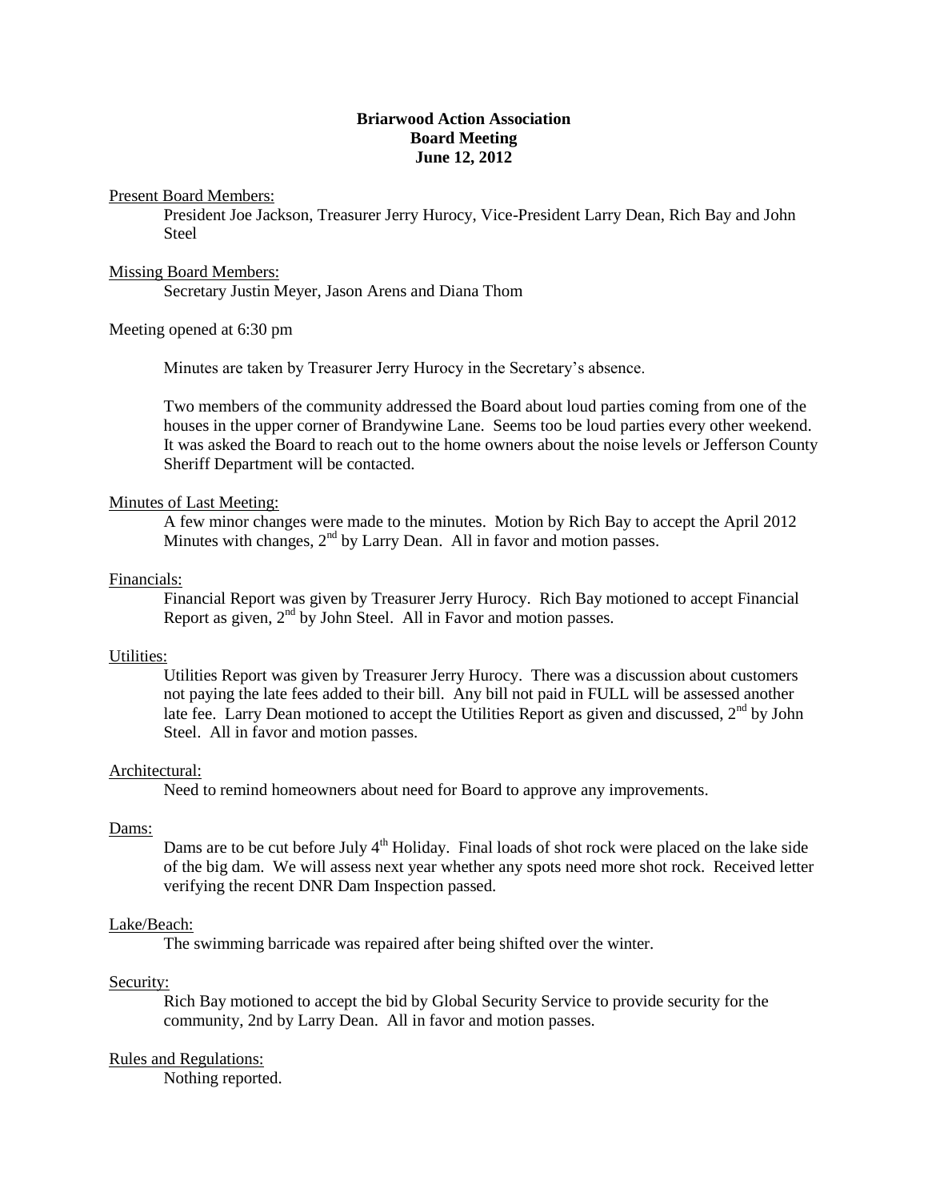**Briarwood Action Association**
**Board Meeting**
**June 12, 2012**

Present Board Members:

President Joe Jackson, Treasurer Jerry Hurocy, Vice-President Larry Dean, Rich Bay and John Steel

Missing Board Members:

Secretary Justin Meyer, Jason Arens and Diana Thom

Meeting opened at 6:30 pm

Minutes are taken by Treasurer Jerry Hurocy in the Secretary's absence.

Two members of the community addressed the Board about loud parties coming from one of the houses in the upper corner of Brandywine Lane. Seems too be loud parties every other weekend. It was asked the Board to reach out to the home owners about the noise levels or Jefferson County Sheriff Department will be contacted.

Minutes of Last Meeting:

A few minor changes were made to the minutes. Motion by Rich Bay to accept the April 2012 Minutes with changes, 2nd by Larry Dean. All in favor and motion passes.

Financials:

Financial Report was given by Treasurer Jerry Hurocy. Rich Bay motioned to accept Financial Report as given, 2nd by John Steel. All in Favor and motion passes.

Utilities:

Utilities Report was given by Treasurer Jerry Hurocy. There was a discussion about customers not paying the late fees added to their bill. Any bill not paid in FULL will be assessed another late fee. Larry Dean motioned to accept the Utilities Report as given and discussed, 2nd by John Steel. All in favor and motion passes.

Architectural:

Need to remind homeowners about need for Board to approve any improvements.

Dams:

Dams are to be cut before July 4th Holiday. Final loads of shot rock were placed on the lake side of the big dam. We will assess next year whether any spots need more shot rock. Received letter verifying the recent DNR Dam Inspection passed.

Lake/Beach:

The swimming barricade was repaired after being shifted over the winter.

Security:

Rich Bay motioned to accept the bid by Global Security Service to provide security for the community, 2nd by Larry Dean. All in favor and motion passes.

Rules and Regulations:

Nothing reported.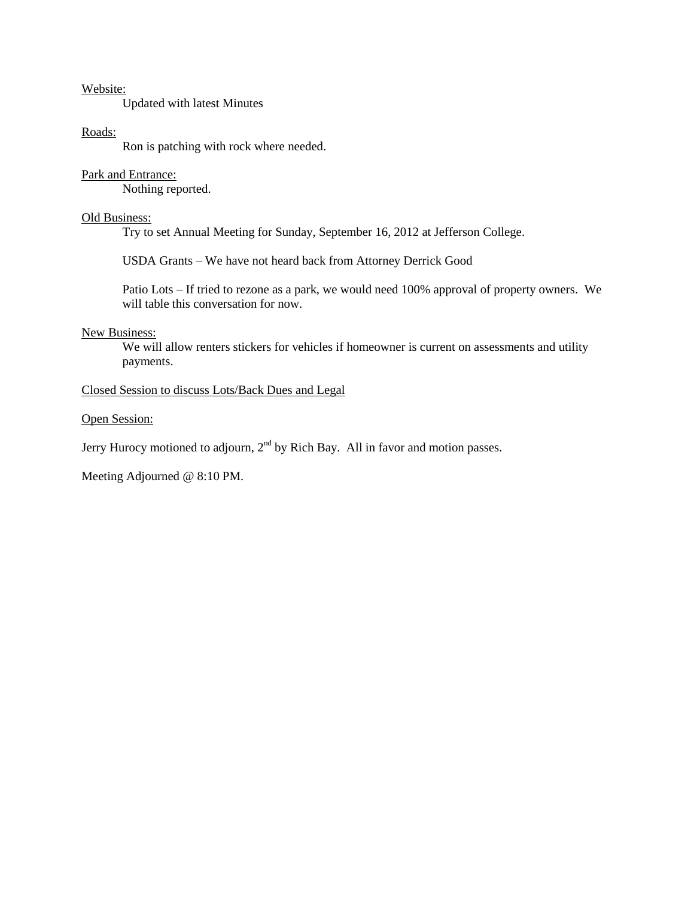Website:

Updated with latest Minutes

Roads:

Ron is patching with rock where needed.

Park and Entrance:

Nothing reported.

Old Business:

Try to set Annual Meeting for Sunday, September 16, 2012 at Jefferson College.

USDA Grants – We have not heard back from Attorney Derrick Good

Patio Lots – If tried to rezone as a park, we would need 100% approval of property owners. We will table this conversation for now.

New Business:

We will allow renters stickers for vehicles if homeowner is current on assessments and utility payments.

Closed Session to discuss Lots/Back Dues and Legal

Open Session:

Jerry Hurocy motioned to adjourn, 2nd by Rich Bay. All in favor and motion passes.

Meeting Adjourned @ 8:10 PM.